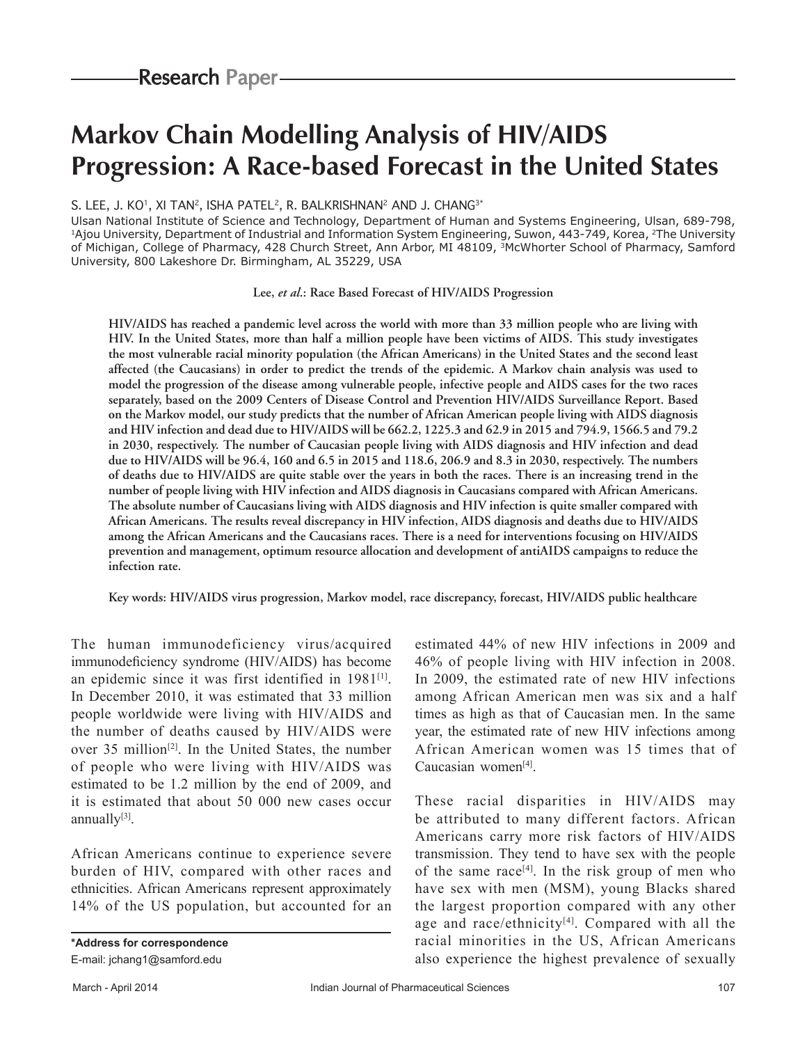Research Paper

# Markov Chain Modelling Analysis of HIV/AIDS Progression: A Race-based Forecast in the United States

S. LEE, J. KO[1], XI TAN[2], ISHA PATEL[2], R. BALKRISHNAN[2] AND J. CHANG[3*]

Ulsan National Institute of Science and Technology, Department of Human and Systems Engineering, Ulsan, 689-798, [1]Ajou University, Department of Industrial and Information System Engineering, Suwon, 443-749, Korea, [2]The University of Michigan, College of Pharmacy, 428 Church Street, Ann Arbor, MI 48109, [3]McWhorter School of Pharmacy, Samford University, 800 Lakeshore Dr. Birmingham, AL 35229, USA

Lee, *et al.*: Race Based Forecast of HIV/AIDS Progression

**HIV/AIDS has reached a pandemic level across the world with more than 33 million people who are living with HIV. In the United States, more than half a million people have been victims of AIDS. This study investigates the most vulnerable racial minority population (the African Americans) in the United States and the second least affected (the Caucasians) in order to predict the trends of the epidemic. A Markov chain analysis was used to model the progression of the disease among vulnerable people, infective people and AIDS cases for the two races separately, based on the 2009 Centers of Disease Control and Prevention HIV/AIDS Surveillance Report. Based on the Markov model, our study predicts that the number of African American people living with AIDS diagnosis and HIV infection and dead due to HIV/AIDS will be 662.2, 1225.3 and 62.9 in 2015 and 794.9, 1566.5 and 79.2 in 2030, respectively. The number of Caucasian people living with AIDS diagnosis and HIV infection and dead due to HIV/AIDS will be 96.4, 160 and 6.5 in 2015 and 118.6, 206.9 and 8.3 in 2030, respectively. The numbers of deaths due to HIV/AIDS are quite stable over the years in both the races. There is an increasing trend in the number of people living with HIV infection and AIDS diagnosis in Caucasians compared with African Americans. The absolute number of Caucasians living with AIDS diagnosis and HIV infection is quite smaller compared with African Americans. The results reveal discrepancy in HIV infection, AIDS diagnosis and deaths due to HIV/AIDS among the African Americans and the Caucasians races. There is a need for interventions focusing on HIV/AIDS prevention and management, optimum resource allocation and development of antiAIDS campaigns to reduce the infection rate.**

**Key words: HIV/AIDS virus progression, Markov model, race discrepancy, forecast, HIV/AIDS public healthcare**

The human immunodeficiency virus/acquired immunodeficiency syndrome (HIV/AIDS) has become an epidemic since it was first identified in 1981[1]. In December 2010, it was estimated that 33 million people worldwide were living with HIV/AIDS and the number of deaths caused by HIV/AIDS were over 35 million[2]. In the United States, the number of people who were living with HIV/AIDS was estimated to be 1.2 million by the end of 2009, and it is estimated that about 50 000 new cases occur annually[3].

African Americans continue to experience severe burden of HIV, compared with other races and ethnicities. African Americans represent approximately 14% of the US population, but accounted for an estimated 44% of new HIV infections in 2009 and 46% of people living with HIV infection in 2008. In 2009, the estimated rate of new HIV infections among African American men was six and a half times as high as that of Caucasian men. In the same year, the estimated rate of new HIV infections among African American women was 15 times that of Caucasian women[4].

These racial disparities in HIV/AIDS may be attributed to many different factors. African Americans carry more risk factors of HIV/AIDS transmission. They tend to have sex with the people of the same race[4]. In the risk group of men who have sex with men (MSM), young Blacks shared the largest proportion compared with any other age and race/ethnicity[4]. Compared with all the racial minorities in the US, African Americans also experience the highest prevalence of sexually

**\*Address for correspondence**
E-mail: jchang1@samford.edu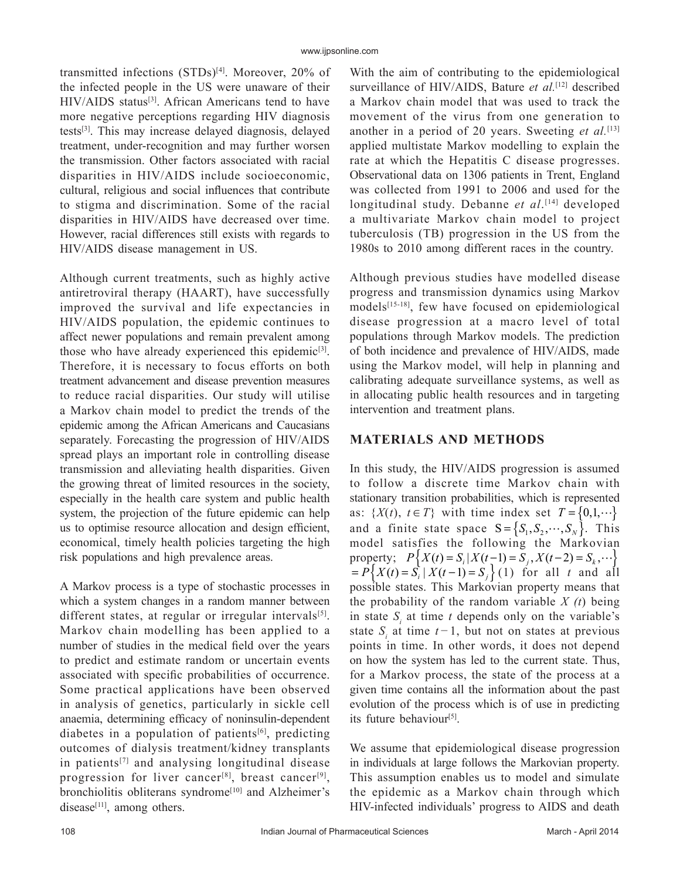transmitted infections (STDs)[4]. Moreover, 20% of the infected people in the US were unaware of their HIV/AIDS status[3]. African Americans tend to have more negative perceptions regarding HIV diagnosis tests[3]. This may increase delayed diagnosis, delayed treatment, under-recognition and may further worsen the transmission. Other factors associated with racial disparities in HIV/AIDS include socioeconomic, cultural, religious and social influences that contribute to stigma and discrimination. Some of the racial disparities in HIV/AIDS have decreased over time. However, racial differences still exists with regards to HIV/AIDS disease management in US.

Although current treatments, such as highly active antiretroviral therapy (HAART), have successfully improved the survival and life expectancies in HIV/AIDS population, the epidemic continues to affect newer populations and remain prevalent among those who have already experienced this epidemic[3]. Therefore, it is necessary to focus efforts on both treatment advancement and disease prevention measures to reduce racial disparities. Our study will utilise a Markov chain model to predict the trends of the epidemic among the African Americans and Caucasians separately. Forecasting the progression of HIV/AIDS spread plays an important role in controlling disease transmission and alleviating health disparities. Given the growing threat of limited resources in the society, especially in the health care system and public health system, the projection of the future epidemic can help us to optimise resource allocation and design efficient, economical, timely health policies targeting the high risk populations and high prevalence areas.

A Markov process is a type of stochastic processes in which a system changes in a random manner between different states, at regular or irregular intervals[5]. Markov chain modelling has been applied to a number of studies in the medical field over the years to predict and estimate random or uncertain events associated with specific probabilities of occurrence. Some practical applications have been observed in analysis of genetics, particularly in sickle cell anaemia, determining efficacy of noninsulin-dependent diabetes in a population of patients[6], predicting outcomes of dialysis treatment/kidney transplants in patients[7] and analysing longitudinal disease progression for liver cancer[8], breast cancer[9], bronchiolitis obliterans syndrome[10] and Alzheimer's disease[11], among others.

With the aim of contributing to the epidemiological surveillance of HIV/AIDS, Bature *et al.*[12] described a Markov chain model that was used to track the movement of the virus from one generation to another in a period of 20 years. Sweeting *et al.*[13] applied multistate Markov modelling to explain the rate at which the Hepatitis C disease progresses. Observational data on 1306 patients in Trent, England was collected from 1991 to 2006 and used for the longitudinal study. Debanne *et al*.[14] developed a multivariate Markov chain model to project tuberculosis (TB) progression in the US from the 1980s to 2010 among different races in the country.

Although previous studies have modelled disease progress and transmission dynamics using Markov models[15-18], few have focused on epidemiological disease progression at a macro level of total populations through Markov models. The prediction of both incidence and prevalence of HIV/AIDS, made using the Markov model, will help in planning and calibrating adequate surveillance systems, as well as in allocating public health resources and in targeting intervention and treatment plans.

## MATERIALS AND METHODS

In this study, the HIV/AIDS progression is assumed to follow a discrete time Markov chain with stationary transition probabilities, which is represented as: $\{X(t),\ t \in T\}$ with time index set $T = \{0, 1, \cdots\}$ and a finite state space $S = \{S_1, S_2, \cdots, S_N\}$. This model satisfies the following the Markovian property; $P\{X(t) = S_i \mid X(t-1) = S_j, X(t-2) = S_k, \cdots\} = P\{X(t) = S_i \mid X(t-1) = S_j\}$ (1) for all $t$ and all possible states. This Markovian property means that the probability of the random variable $X\ (t)$ being in state $S_i$ at time $t$ depends only on the variable's state $S_i$ at time $t-1$, but not on states at previous points in time. In other words, it does not depend on how the system has led to the current state. Thus, for a Markov process, the state of the process at a given time contains all the information about the past evolution of the process which is of use in predicting its future behaviour[5].

We assume that epidemiological disease progression in individuals at large follows the Markovian property. This assumption enables us to model and simulate the epidemic as a Markov chain through which HIV-infected individuals' progress to AIDS and death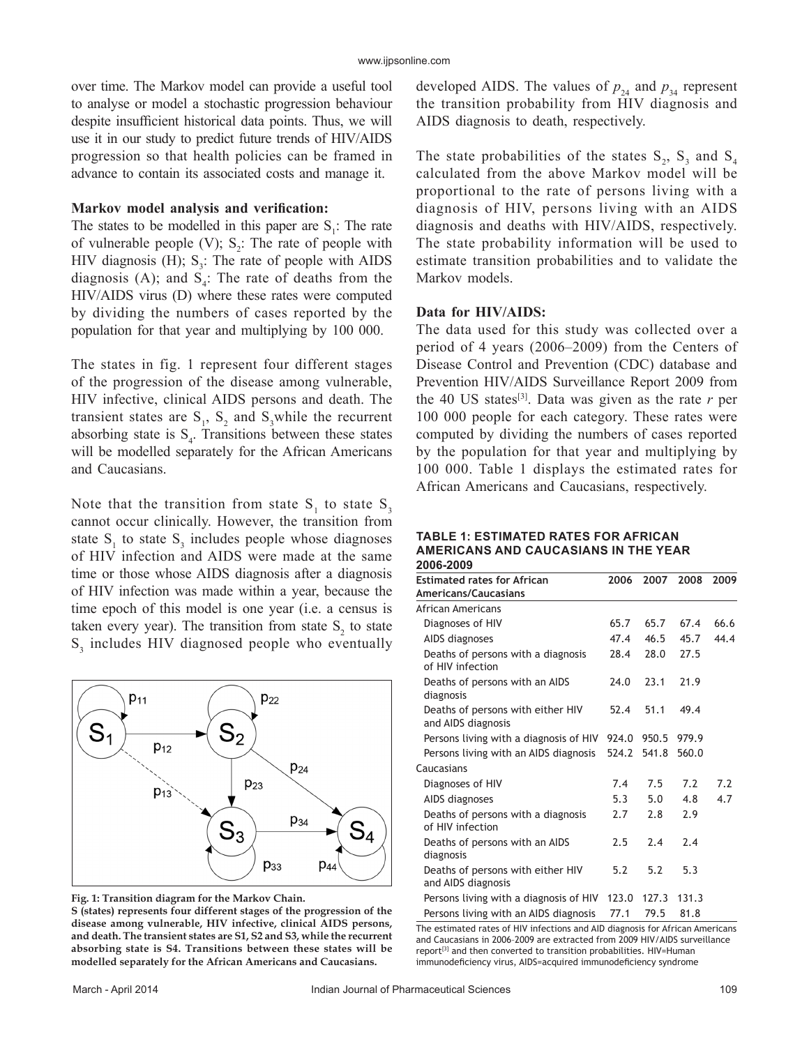over time. The Markov model can provide a useful tool to analyse or model a stochastic progression behaviour despite insufficient historical data points. Thus, we will use it in our study to predict future trends of HIV/AIDS progression so that health policies can be framed in advance to contain its associated costs and manage it.

**Markov model analysis and verification:**

The states to be modelled in this paper are $S_1$: The rate of vulnerable people (V); $S_2$: The rate of people with HIV diagnosis (H); $S_3$: The rate of people with AIDS diagnosis (A); and $S_4$: The rate of deaths from the HIV/AIDS virus (D) where these rates were computed by dividing the numbers of cases reported by the population for that year and multiplying by 100 000.

The states in fig. 1 represent four different stages of the progression of the disease among vulnerable, HIV infective, clinical AIDS persons and death. The transient states are $S_1$, $S_2$ and $S_3$ while the recurrent absorbing state is $S_4$. Transitions between these states will be modelled separately for the African Americans and Caucasians.

Note that the transition from state $S_1$ to state $S_3$ cannot occur clinically. However, the transition from state $S_1$ to state $S_3$ includes people whose diagnoses of HIV infection and AIDS were made at the same time or those whose AIDS diagnosis after a diagnosis of HIV infection was made within a year, because the time epoch of this model is one year (i.e. a census is taken every year). The transition from state $S_2$ to state $S_3$ includes HIV diagnosed people who eventually developed AIDS. The values of $p_{24}$ and $p_{34}$ represent the transition probability from HIV diagnosis and AIDS diagnosis to death, respectively.

**Fig. 1: Transition diagram for the Markov Chain.**
**S (states) represents four different stages of the progression of the disease among vulnerable, HIV infective, clinical AIDS persons, and death. The transient states are S1, S2 and S3, while the recurrent absorbing state is S4. Transitions between these states will be modelled separately for the African Americans and Caucasians.**

The state probabilities of the states $S_2$, $S_3$ and $S_4$ calculated from the above Markov model will be proportional to the rate of persons living with a diagnosis of HIV, persons living with an AIDS diagnosis and deaths with HIV/AIDS, respectively. The state probability information will be used to estimate transition probabilities and to validate the Markov models.

**Data for HIV/AIDS:**

The data used for this study was collected over a period of 4 years (2006–2009) from the Centers of Disease Control and Prevention (CDC) database and Prevention HIV/AIDS Surveillance Report 2009 from the 40 US states[3]. Data was given as the rate $r$ per 100 000 people for each category. These rates were computed by dividing the numbers of cases reported by the population for that year and multiplying by 100 000. Table 1 displays the estimated rates for African Americans and Caucasians, respectively.

**TABLE 1: ESTIMATED RATES FOR AFRICAN AMERICANS AND CAUCASIANS IN THE YEAR 2006-2009**

| Estimated rates for African Americans/Caucasians | 2006 | 2007 | 2008 | 2009 |
|---|---|---|---|---|
| African Americans | | | | |
| Diagnoses of HIV | 65.7 | 65.7 | 67.4 | 66.6 |
| AIDS diagnoses | 47.4 | 46.5 | 45.7 | 44.4 |
| Deaths of persons with a diagnosis of HIV infection | 28.4 | 28.0 | 27.5 | |
| Deaths of persons with an AIDS diagnosis | 24.0 | 23.1 | 21.9 | |
| Deaths of persons with either HIV and AIDS diagnosis | 52.4 | 51.1 | 49.4 | |
| Persons living with a diagnosis of HIV | 924.0 | 950.5 | 979.9 | |
| Persons living with an AIDS diagnosis | 524.2 | 541.8 | 560.0 | |
| Caucasians | | | | |
| Diagnoses of HIV | 7.4 | 7.5 | 7.2 | 7.2 |
| AIDS diagnoses | 5.3 | 5.0 | 4.8 | 4.7 |
| Deaths of persons with a diagnosis of HIV infection | 2.7 | 2.8 | 2.9 | |
| Deaths of persons with an AIDS diagnosis | 2.5 | 2.4 | 2.4 | |
| Deaths of persons with either HIV and AIDS diagnosis | 5.2 | 5.2 | 5.3 | |
| Persons living with a diagnosis of HIV | 123.0 | 127.3 | 131.3 | |
| Persons living with an AIDS diagnosis | 77.1 | 79.5 | 81.8 | |

The estimated rates of HIV infections and AID diagnosis for African Americans and Caucasians in 2006-2009 are extracted from 2009 HIV/AIDS surveillance report[3] and then converted to transition probabilities. HIV=Human immunodeficiency virus, AIDS=acquired immunodeficiency syndrome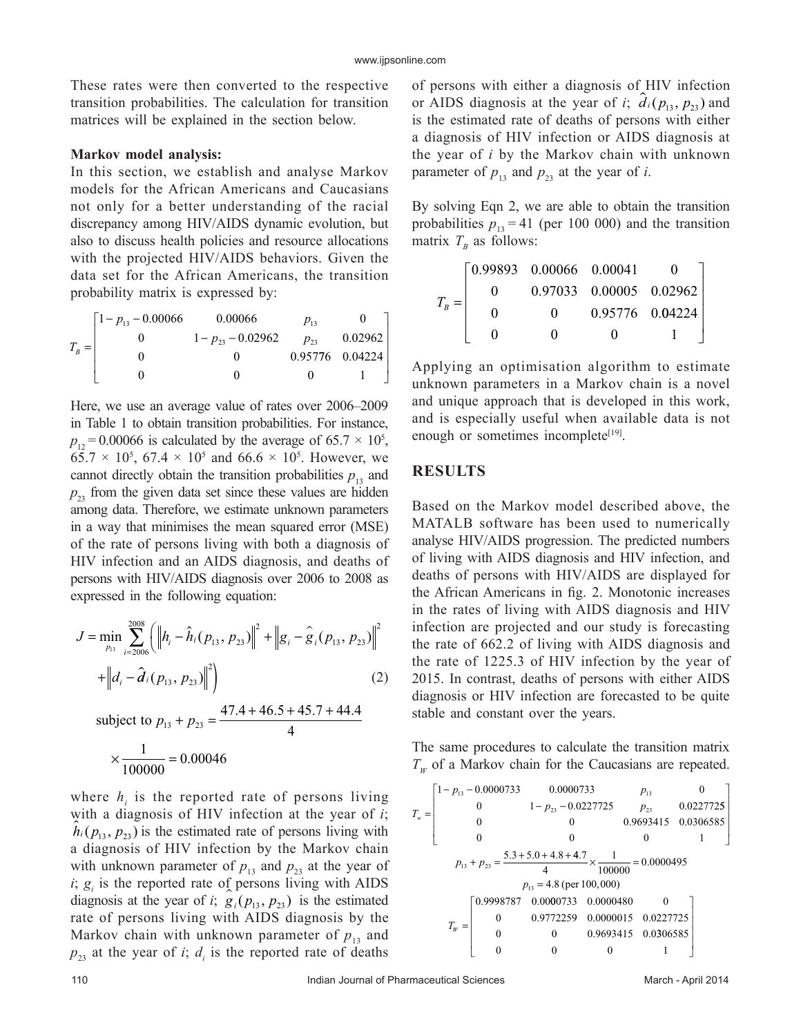These rates were then converted to the respective transition probabilities. The calculation for transition matrices will be explained in the section below.

**Markov model analysis:**

In this section, we establish and analyse Markov models for the African Americans and Caucasians not only for a better understanding of the racial discrepancy among HIV/AIDS dynamic evolution, but also to discuss health policies and resource allocations with the projected HIV/AIDS behaviors. Given the data set for the African Americans, the transition probability matrix is expressed by:

$$T_B = \begin{bmatrix} 1-p_{13}-0.00066 & 0.00066 & p_{13} & 0 \\ 0 & 1-p_{23}-0.02962 & p_{23} & 0.02962 \\ 0 & 0 & 0.95776 & 0.04224 \\ 0 & 0 & 0 & 1 \end{bmatrix}$$

Here, we use an average value of rates over 2006–2009 in Table 1 to obtain transition probabilities. For instance, $p_{12} = 0.00066$ is calculated by the average of $65.7 \times 10^5$, $65.7 \times 10^5$, $67.4 \times 10^5$ and $66.6 \times 10^5$. However, we cannot directly obtain the transition probabilities $p_{13}$ and $p_{23}$ from the given data set since these values are hidden among data. Therefore, we estimate unknown parameters in a way that minimises the mean squared error (MSE) of the rate of persons living with both a diagnosis of HIV infection and an AIDS diagnosis, and deaths of persons with HIV/AIDS diagnosis over 2006 to 2008 as expressed in the following equation:

$$J = \min_{p_{13}} \sum_{i=2006}^{2008} \left( \left\| h_i - \hat{h}_i(p_{13}, p_{23}) \right\|^2 + \left\| g_i - \hat{g}_i(p_{13}, p_{23}) \right\|^2 + \left\| d_i - \hat{d}_i(p_{13}, p_{23}) \right\|^2 \right) \quad (2)$$

$$\text{subject to } p_{13} + p_{23} = \frac{47.4 + 46.5 + 45.7 + 44.4}{4} \times \frac{1}{100000} = 0.00046$$

where $h_i$ is the reported rate of persons living with a diagnosis of HIV infection at the year of $i$; $\hat{h}_i(p_{13}, p_{23})$ is the estimated rate of persons living with a diagnosis of HIV infection by the Markov chain with unknown parameter of $p_{13}$ and $p_{23}$ at the year of $i$; $g_i$ is the reported rate of persons living with AIDS diagnosis at the year of $i$; $\hat{g}_i(p_{13}, p_{23})$ is the estimated rate of persons living with AIDS diagnosis by the Markov chain with unknown parameter of $p_{13}$ and $p_{23}$ at the year of $i$; $d_i$ is the reported rate of deaths of persons with either a diagnosis of HIV infection or AIDS diagnosis at the year of $i$; $\hat{d}_i(p_{13}, p_{23})$ and is the estimated rate of deaths of persons with either a diagnosis of HIV infection or AIDS diagnosis at the year of $i$ by the Markov chain with unknown parameter of $p_{13}$ and $p_{23}$ at the year of $i$.

By solving Eqn 2, we are able to obtain the transition probabilities $p_{13} = 41$ (per 100 000) and the transition matrix $T_B$ as follows:

$$T_B = \begin{bmatrix} 0.99893 & 0.00066 & 0.00041 & 0 \\ 0 & 0.97033 & 0.00005 & 0.02962 \\ 0 & 0 & 0.95776 & 0.04224 \\ 0 & 0 & 0 & 1 \end{bmatrix}$$

Applying an optimisation algorithm to estimate unknown parameters in a Markov chain is a novel and unique approach that is developed in this work, and is especially useful when available data is not enough or sometimes incomplete[19].

## RESULTS

Based on the Markov model described above, the MATALB software has been used to numerically analyse HIV/AIDS progression. The predicted numbers of living with AIDS diagnosis and HIV infection, and deaths of persons with HIV/AIDS are displayed for the African Americans in fig. 2. Monotonic increases in the rates of living with AIDS diagnosis and HIV infection are projected and our study is forecasting the rate of 662.2 of living with AIDS diagnosis and the rate of 1225.3 of HIV infection by the year of 2015. In contrast, deaths of persons with either AIDS diagnosis or HIV infection are forecasted to be quite stable and constant over the years.

The same procedures to calculate the transition matrix $T_W$ of a Markov chain for the Caucasians are repeated.

$$T_w = \begin{bmatrix} 1-p_{13}-0.0000733 & 0.0000733 & p_{13} & 0 \\ 0 & 1-p_{23}-0.0227725 & p_{23} & 0.0227725 \\ 0 & 0 & 0.9693415 & 0.0306585 \\ 0 & 0 & 0 & 1 \end{bmatrix}$$

$$p_{13} + p_{23} = \frac{5.3 + 5.0 + 4.8 + 4.7}{4} \times \frac{1}{100000} = 0.0000495$$

$$p_{13} = 4.8 \text{ (per 100,000)}$$

$$T_W = \begin{bmatrix} 0.9998787 & 0.0000733 & 0.0000480 & 0 \\ 0 & 0.9772259 & 0.0000015 & 0.0227725 \\ 0 & 0 & 0.9693415 & 0.0306585 \\ 0 & 0 & 0 & 1 \end{bmatrix}$$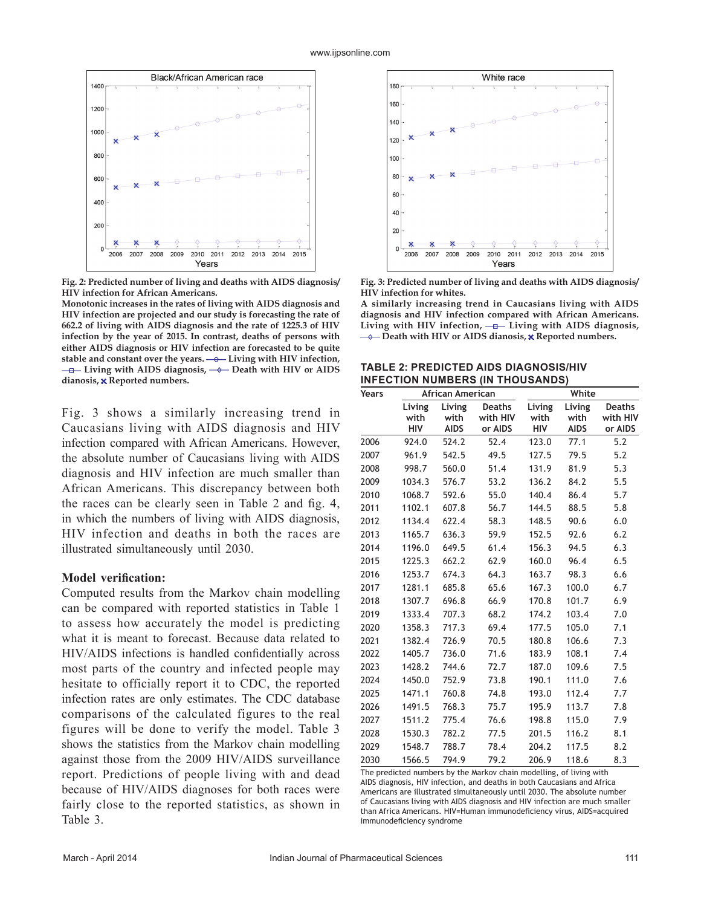Fig. 2: Predicted number of living and deaths with AIDS diagnosis/HIV infection for African Americans.

Monotonic increases in the rates of living with AIDS diagnosis and HIV infection are projected and our study is forecasting the rate of 662.2 of living with AIDS diagnosis and the rate of 1225.3 of HIV infection by the year of 2015. In contrast, deaths of persons with either AIDS diagnosis or HIV infection are forecasted to be quite stable and constant over the years. —◇— Living with HIV infection, —□— Living with AIDS diagnosis, —◇— Death with HIV or AIDS dianosis, ✕ Reported numbers.

Fig. 3: Predicted number of living and deaths with AIDS diagnosis/HIV infection for whites.

A similarly increasing trend in Caucasians living with AIDS diagnosis and HIV infection compared with African Americans. Living with HIV infection, —□— Living with AIDS diagnosis, —◇— Death with HIV or AIDS dianosis, ✕ Reported numbers.

Fig. 3 shows a similarly increasing trend in Caucasians living with AIDS diagnosis and HIV infection compared with African Americans. However, the absolute number of Caucasians living with AIDS diagnosis and HIV infection are much smaller than African Americans. This discrepancy between both the races can be clearly seen in Table 2 and fig. 4, in which the numbers of living with AIDS diagnosis, HIV infection and deaths in both the races are illustrated simultaneously until 2030.

**Model verification:**

Computed results from the Markov chain modelling can be compared with reported statistics in Table 1 to assess how accurately the model is predicting what it is meant to forecast. Because data related to HIV/AIDS infections is handled confidentially across most parts of the country and infected people may hesitate to officially report it to CDC, the reported infection rates are only estimates. The CDC database comparisons of the calculated figures to the real figures will be done to verify the model. Table 3 shows the statistics from the Markov chain modelling against those from the 2009 HIV/AIDS surveillance report. Predictions of people living with and dead because of HIV/AIDS diagnoses for both races were fairly close to the reported statistics, as shown in Table 3.

**TABLE 2: PREDICTED AIDS DIAGNOSIS/HIV INFECTION NUMBERS (IN THOUSANDS)**

| Years | African American | | | White | | |
|---|---|---|---|---|---|---|
| | Living with HIV | Living with AIDS | Deaths with HIV or AIDS | Living with HIV | Living with AIDS | Deaths with HIV or AIDS |
| 2006 | 924.0 | 524.2 | 52.4 | 123.0 | 77.1 | 5.2 |
| 2007 | 961.9 | 542.5 | 49.5 | 127.5 | 79.5 | 5.2 |
| 2008 | 998.7 | 560.0 | 51.4 | 131.9 | 81.9 | 5.3 |
| 2009 | 1034.3 | 576.7 | 53.2 | 136.2 | 84.2 | 5.5 |
| 2010 | 1068.7 | 592.6 | 55.0 | 140.4 | 86.4 | 5.7 |
| 2011 | 1102.1 | 607.8 | 56.7 | 144.5 | 88.5 | 5.8 |
| 2012 | 1134.4 | 622.4 | 58.3 | 148.5 | 90.6 | 6.0 |
| 2013 | 1165.7 | 636.3 | 59.9 | 152.5 | 92.6 | 6.2 |
| 2014 | 1196.0 | 649.5 | 61.4 | 156.3 | 94.5 | 6.3 |
| 2015 | 1225.3 | 662.2 | 62.9 | 160.0 | 96.4 | 6.5 |
| 2016 | 1253.7 | 674.3 | 64.3 | 163.7 | 98.3 | 6.6 |
| 2017 | 1281.1 | 685.8 | 65.6 | 167.3 | 100.0 | 6.7 |
| 2018 | 1307.7 | 696.8 | 66.9 | 170.8 | 101.7 | 6.9 |
| 2019 | 1333.4 | 707.3 | 68.2 | 174.2 | 103.4 | 7.0 |
| 2020 | 1358.3 | 717.3 | 69.4 | 177.5 | 105.0 | 7.1 |
| 2021 | 1382.4 | 726.9 | 70.5 | 180.8 | 106.6 | 7.3 |
| 2022 | 1405.7 | 736.0 | 71.6 | 183.9 | 108.1 | 7.4 |
| 2023 | 1428.2 | 744.6 | 72.7 | 187.0 | 109.6 | 7.5 |
| 2024 | 1450.0 | 752.9 | 73.8 | 190.1 | 111.0 | 7.6 |
| 2025 | 1471.1 | 760.8 | 74.8 | 193.0 | 112.4 | 7.7 |
| 2026 | 1491.5 | 768.3 | 75.7 | 195.9 | 113.7 | 7.8 |
| 2027 | 1511.2 | 775.4 | 76.6 | 198.8 | 115.0 | 7.9 |
| 2028 | 1530.3 | 782.2 | 77.5 | 201.5 | 116.2 | 8.1 |
| 2029 | 1548.7 | 788.7 | 78.4 | 204.2 | 117.5 | 8.2 |
| 2030 | 1566.5 | 794.9 | 79.2 | 206.9 | 118.6 | 8.3 |

The predicted numbers by the Markov chain modelling, of living with AIDS diagnosis, HIV infection, and deaths in both Caucasians and Africa Americans are illustrated simultaneously until 2030. The absolute number of Caucasians living with AIDS diagnosis and HIV infection are much smaller than Africa Americans. HIV=Human immunodeficiency virus, AIDS=acquired immunodeficiency syndrome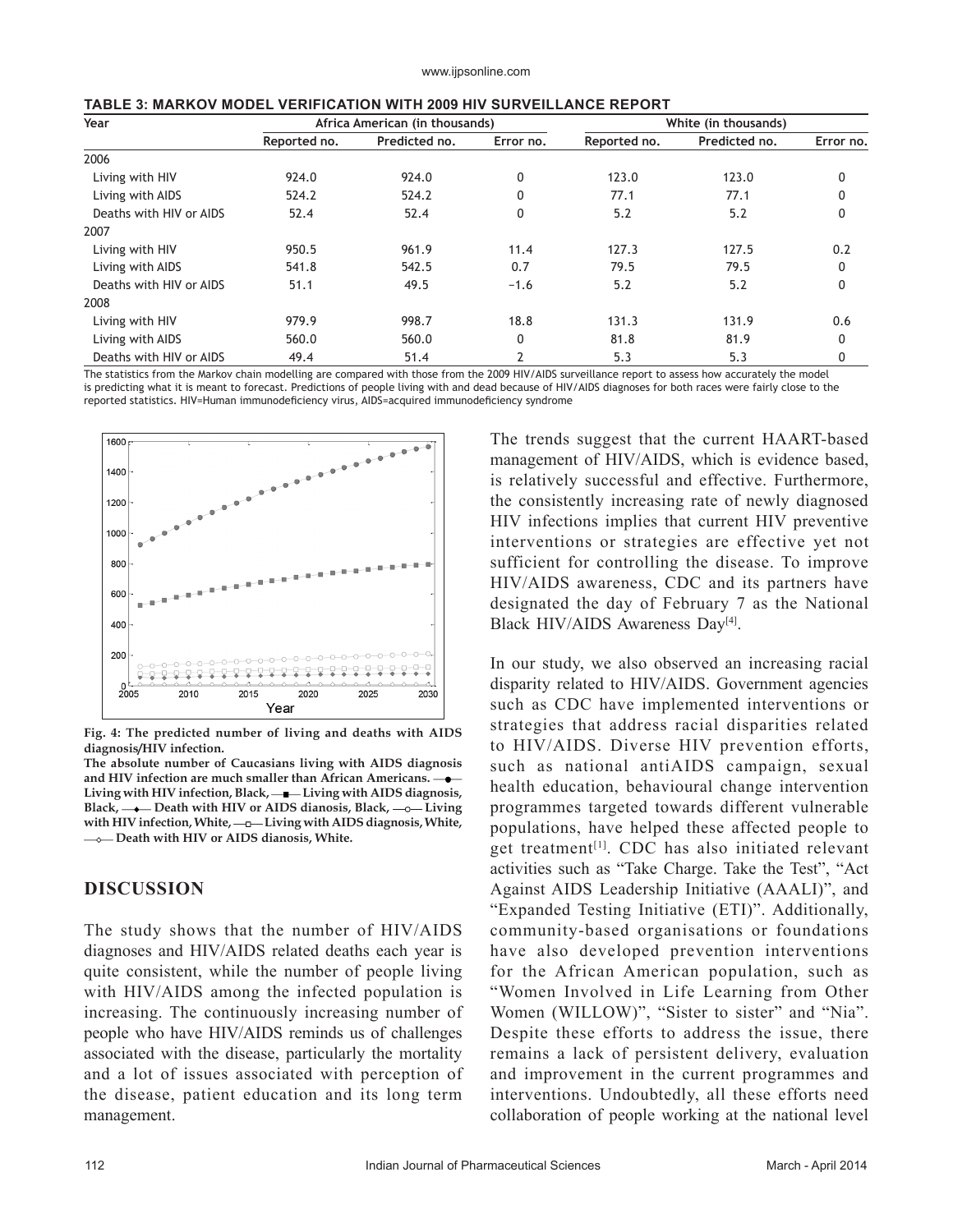**TABLE 3: MARKOV MODEL VERIFICATION WITH 2009 HIV SURVEILLANCE REPORT**

| Year | Africa American (in thousands) | | | White (in thousands) | | |
|---|---|---|---|---|---|---|
| | Reported no. | Predicted no. | Error no. | Reported no. | Predicted no. | Error no. |
| 2006 | | | | | | |
| Living with HIV | 924.0 | 924.0 | 0 | 123.0 | 123.0 | 0 |
| Living with AIDS | 524.2 | 524.2 | 0 | 77.1 | 77.1 | 0 |
| Deaths with HIV or AIDS | 52.4 | 52.4 | 0 | 5.2 | 5.2 | 0 |
| 2007 | | | | | | |
| Living with HIV | 950.5 | 961.9 | 11.4 | 127.3 | 127.5 | 0.2 |
| Living with AIDS | 541.8 | 542.5 | 0.7 | 79.5 | 79.5 | 0 |
| Deaths with HIV or AIDS | 51.1 | 49.5 | −1.6 | 5.2 | 5.2 | 0 |
| 2008 | | | | | | |
| Living with HIV | 979.9 | 998.7 | 18.8 | 131.3 | 131.9 | 0.6 |
| Living with AIDS | 560.0 | 560.0 | 0 | 81.8 | 81.9 | 0 |
| Deaths with HIV or AIDS | 49.4 | 51.4 | 2 | 5.3 | 5.3 | 0 |

The statistics from the Markov chain modelling are compared with those from the 2009 HIV/AIDS surveillance report to assess how accurately the model is predicting what it is meant to forecast. Predictions of people living with and dead because of HIV/AIDS diagnoses for both races were fairly close to the reported statistics. HIV=Human immunodeficiency virus, AIDS=acquired immunodeficiency syndrome

**Fig. 4: The predicted number of living and deaths with AIDS diagnosis/HIV infection.**

**The absolute number of Caucasians living with AIDS diagnosis and HIV infection are much smaller than African Americans. —●— Living with HIV infection, Black, —■— Living with AIDS diagnosis, Black, —◆— Death with HIV or AIDS dianosis, Black, —○— Living with HIV infection, White, —□— Living with AIDS diagnosis, White, —◇— Death with HIV or AIDS dianosis, White.**

## DISCUSSION

The study shows that the number of HIV/AIDS diagnoses and HIV/AIDS related deaths each year is quite consistent, while the number of people living with HIV/AIDS among the infected population is increasing. The continuously increasing number of people who have HIV/AIDS reminds us of challenges associated with the disease, particularly the mortality and a lot of issues associated with perception of the disease, patient education and its long term management.

The trends suggest that the current HAART-based management of HIV/AIDS, which is evidence based, is relatively successful and effective. Furthermore, the consistently increasing rate of newly diagnosed HIV infections implies that current HIV preventive interventions or strategies are effective yet not sufficient for controlling the disease. To improve HIV/AIDS awareness, CDC and its partners have designated the day of February 7 as the National Black HIV/AIDS Awareness Day[4].

In our study, we also observed an increasing racial disparity related to HIV/AIDS. Government agencies such as CDC have implemented interventions or strategies that address racial disparities related to HIV/AIDS. Diverse HIV prevention efforts, such as national antiAIDS campaign, sexual health education, behavioural change intervention programmes targeted towards different vulnerable populations, have helped these affected people to get treatment[1]. CDC has also initiated relevant activities such as "Take Charge. Take the Test", "Act Against AIDS Leadership Initiative (AAALI)", and "Expanded Testing Initiative (ETI)". Additionally, community-based organisations or foundations have also developed prevention interventions for the African American population, such as "Women Involved in Life Learning from Other Women (WILLOW)", "Sister to sister" and "Nia". Despite these efforts to address the issue, there remains a lack of persistent delivery, evaluation and improvement in the current programmes and interventions. Undoubtedly, all these efforts need collaboration of people working at the national level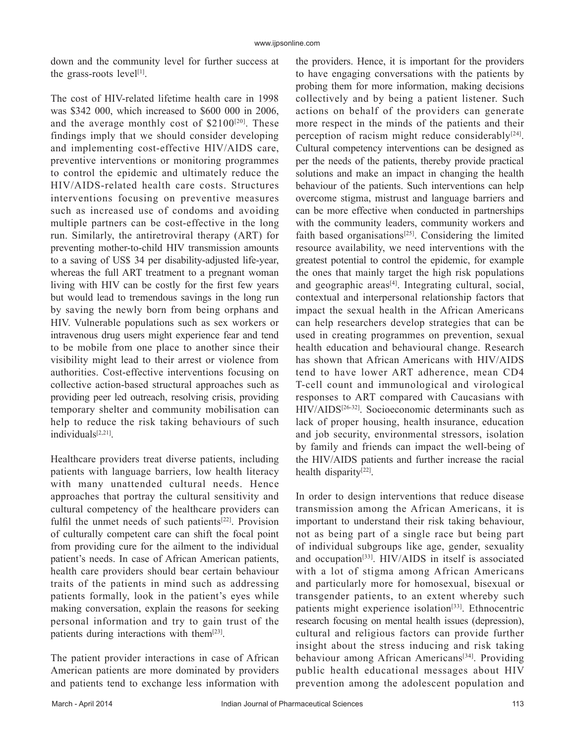down and the community level for further success at the grass-roots level[1].

The cost of HIV-related lifetime health care in 1998 was $342 000, which increased to $600 000 in 2006, and the average monthly cost of $2100[20]. These findings imply that we should consider developing and implementing cost-effective HIV/AIDS care, preventive interventions or monitoring programmes to control the epidemic and ultimately reduce the HIV/AIDS-related health care costs. Structures interventions focusing on preventive measures such as increased use of condoms and avoiding multiple partners can be cost-effective in the long run. Similarly, the antiretroviral therapy (ART) for preventing mother-to-child HIV transmission amounts to a saving of US$ 34 per disability-adjusted life-year, whereas the full ART treatment to a pregnant woman living with HIV can be costly for the first few years but would lead to tremendous savings in the long run by saving the newly born from being orphans and HIV. Vulnerable populations such as sex workers or intravenous drug users might experience fear and tend to be mobile from one place to another since their visibility might lead to their arrest or violence from authorities. Cost-effective interventions focusing on collective action-based structural approaches such as providing peer led outreach, resolving crisis, providing temporary shelter and community mobilisation can help to reduce the risk taking behaviours of such individuals[2,21].

Healthcare providers treat diverse patients, including patients with language barriers, low health literacy with many unattended cultural needs. Hence approaches that portray the cultural sensitivity and cultural competency of the healthcare providers can fulfil the unmet needs of such patients[22]. Provision of culturally competent care can shift the focal point from providing cure for the ailment to the individual patient's needs. In case of African American patients, health care providers should bear certain behaviour traits of the patients in mind such as addressing patients formally, look in the patient's eyes while making conversation, explain the reasons for seeking personal information and try to gain trust of the patients during interactions with them[23].

The patient provider interactions in case of African American patients are more dominated by providers and patients tend to exchange less information with the providers. Hence, it is important for the providers to have engaging conversations with the patients by probing them for more information, making decisions collectively and by being a patient listener. Such actions on behalf of the providers can generate more respect in the minds of the patients and their perception of racism might reduce considerably[24]. Cultural competency interventions can be designed as per the needs of the patients, thereby provide practical solutions and make an impact in changing the health behaviour of the patients. Such interventions can help overcome stigma, mistrust and language barriers and can be more effective when conducted in partnerships with the community leaders, community workers and faith based organisations[25]. Considering the limited resource availability, we need interventions with the greatest potential to control the epidemic, for example the ones that mainly target the high risk populations and geographic areas[4]. Integrating cultural, social, contextual and interpersonal relationship factors that impact the sexual health in the African Americans can help researchers develop strategies that can be used in creating programmes on prevention, sexual health education and behavioural change. Research has shown that African Americans with HIV/AIDS tend to have lower ART adherence, mean CD4 T-cell count and immunological and virological responses to ART compared with Caucasians with HIV/AIDS[26-32]. Socioeconomic determinants such as lack of proper housing, health insurance, education and job security, environmental stressors, isolation by family and friends can impact the well-being of the HIV/AIDS patients and further increase the racial health disparity[22].

In order to design interventions that reduce disease transmission among the African Americans, it is important to understand their risk taking behaviour, not as being part of a single race but being part of individual subgroups like age, gender, sexuality and occupation[33]. HIV/AIDS in itself is associated with a lot of stigma among African Americans and particularly more for homosexual, bisexual or transgender patients, to an extent whereby such patients might experience isolation[33]. Ethnocentric research focusing on mental health issues (depression), cultural and religious factors can provide further insight about the stress inducing and risk taking behaviour among African Americans[34]. Providing public health educational messages about HIV prevention among the adolescent population and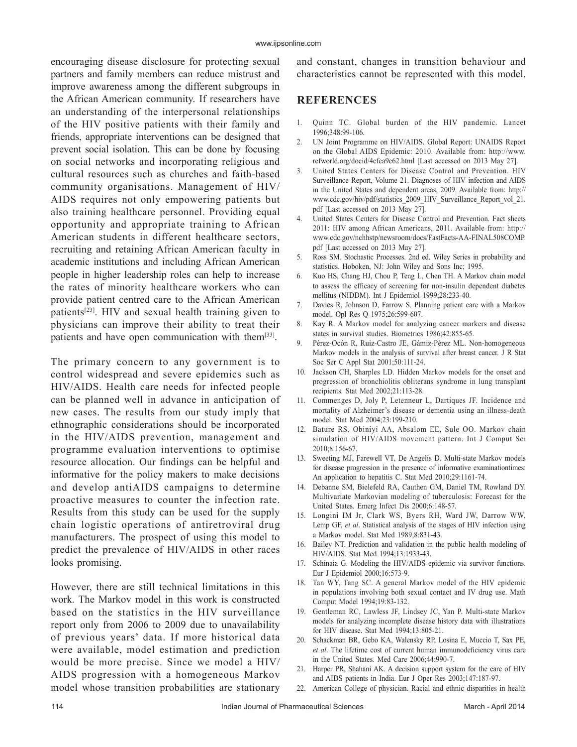encouraging disease disclosure for protecting sexual partners and family members can reduce mistrust and improve awareness among the different subgroups in the African American community. If researchers have an understanding of the interpersonal relationships of the HIV positive patients with their family and friends, appropriate interventions can be designed that prevent social isolation. This can be done by focusing on social networks and incorporating religious and cultural resources such as churches and faith-based community organisations. Management of HIV/AIDS requires not only empowering patients but also training healthcare personnel. Providing equal opportunity and appropriate training to African American students in different healthcare sectors, recruiting and retaining African American faculty in academic institutions and including African American people in higher leadership roles can help to increase the rates of minority healthcare workers who can provide patient centred care to the African American patients[23]. HIV and sexual health training given to physicians can improve their ability to treat their patients and have open communication with them[33].

The primary concern to any government is to control widespread and severe epidemics such as HIV/AIDS. Health care needs for infected people can be planned well in advance in anticipation of new cases. The results from our study imply that ethnographic considerations should be incorporated in the HIV/AIDS prevention, management and programme evaluation interventions to optimise resource allocation. Our findings can be helpful and informative for the policy makers to make decisions and develop antiAIDS campaigns to determine proactive measures to counter the infection rate. Results from this study can be used for the supply chain logistic operations of antiretroviral drug manufacturers. The prospect of using this model to predict the prevalence of HIV/AIDS in other races looks promising.

However, there are still technical limitations in this work. The Markov model in this work is constructed based on the statistics in the HIV surveillance report only from 2006 to 2009 due to unavailability of previous years' data. If more historical data were available, model estimation and prediction would be more precise. Since we model a HIV/AIDS progression with a homogeneous Markov model whose transition probabilities are stationary and constant, changes in transition behaviour and characteristics cannot be represented with this model.

## REFERENCES

1. Quinn TC. Global burden of the HIV pandemic. Lancet 1996;348:99-106.
2. UN Joint Programme on HIV/AIDS. Global Report: UNAIDS Report on the Global AIDS Epidemic: 2010. Available from: http://www.refworld.org/docid/4cfca9c62.html [Last accessed on 2013 May 27].
3. United States Centers for Disease Control and Prevention. HIV Surveillance Report, Volume 21. Diagnoses of HIV infection and AIDS in the United States and dependent areas, 2009. Available from: http://www.cdc.gov/hiv/pdf/statistics_2009_HIV_Surveillance_Report_vol_21.pdf [Last accessed on 2013 May 27].
4. United States Centers for Disease Control and Prevention. Fact sheets 2011: HIV among African Americans, 2011. Available from: http://www.cdc.gov/nchhstp/newsroom/docs/FastFacts-AA-FINAL508COMP.pdf [Last accessed on 2013 May 27].
5. Ross SM. Stochastic Processes. 2nd ed. Wiley Series in probability and statistics. Hoboken, NJ: John Wiley and Sons Inc; 1995.
6. Kuo HS, Chang HJ, Chou P, Teng L, Chen TH. A Markov chain model to assess the efficacy of screening for non-insulin dependent diabetes mellitus (NIDDM). Int J Epidemiol 1999;28:233-40.
7. Davies R, Johnson D, Farrow S. Planning patient care with a Markov model. Opl Res Q 1975;26:599-607.
8. Kay R. A Markov model for analyzing cancer markers and disease states in survival studies. Biometrics 1986;42:855-65.
9. Pérez-Ocón R, Ruiz-Castro JE, Gámiz-Pérez ML. Non-homogeneous Markov models in the analysis of survival after breast cancer. J R Stat Soc Ser C Appl Stat 2001;50:111-24.
10. Jackson CH, Sharples LD. Hidden Markov models for the onset and progression of bronchiolitis obliterans syndrome in lung transplant recipients. Stat Med 2002;21:113-28.
11. Commenges D, Joly P, Letenneur L, Dartiques JF. Incidence and mortality of Alzheimer's disease or dementia using an illness-death model. Stat Med 2004;23:199-210.
12. Bature RS, Obiniyi AA, Absalom EE, Sule OO. Markov chain simulation of HIV/AIDS movement pattern. Int J Comput Sci 2010;8:156-67.
13. Sweeting MJ, Farewell VT, De Angelis D. Multi-state Markov models for disease progression in the presence of informative examinationtimes: An application to hepatitis C. Stat Med 2010;29:1161-74.
14. Debanne SM, Bielefeld RA, Cauthen GM, Daniel TM, Rowland DY. Multivariate Markovian modeling of tuberculosis: Forecast for the United States. Emerg Infect Dis 2000;6:148-57.
15. Longini IM Jr, Clark WS, Byers RH, Ward JW, Darrow WW, Lemp GF, *et al*. Statistical analysis of the stages of HIV infection using a Markov model. Stat Med 1989;8:831-43.
16. Bailey NT. Prediction and validation in the public health modeling of HIV/AIDS. Stat Med 1994;13:1933-43.
17. Schinaia G. Modeling the HIV/AIDS epidemic via survivor functions. Eur J Epidemiol 2000;16:573-9.
18. Tan WY, Tang SC. A general Markov model of the HIV epidemic in populations involving both sexual contact and IV drug use. Math Comput Model 1994;19:83-132.
19. Gentleman RC, Lawless JF, Lindsey JC, Yan P. Multi-state Markov models for analyzing incomplete disease history data with illustrations for HIV disease. Stat Med 1994;13:805-21.
20. Schackman BR, Gebo KA, Walensky RP, Losina E, Muccio T, Sax PE, *et al*. The lifetime cost of current human immunodeficiency virus care in the United States. Med Care 2006;44:990-7.
21. Harper PR, Shahani AK. A decision support system for the care of HIV and AIDS patients in India. Eur J Oper Res 2003;147:187-97.
22. American College of physician. Racial and ethnic disparities in health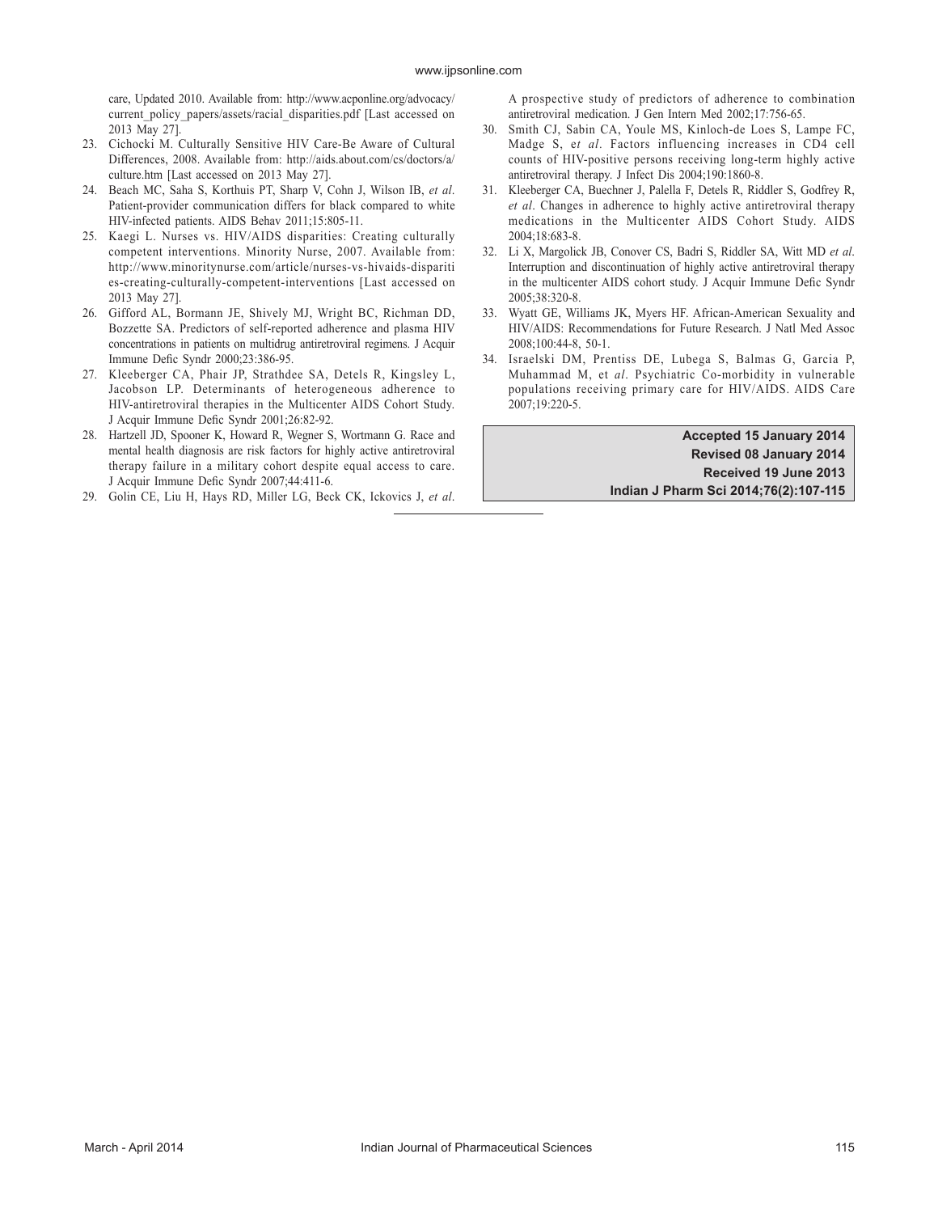care, Updated 2010. Available from: http://www.acponline.org/advocacy/current_policy_papers/assets/racial_disparities.pdf [Last accessed on 2013 May 27].

23. Cichocki M. Culturally Sensitive HIV Care-Be Aware of Cultural Differences, 2008. Available from: http://aids.about.com/cs/doctors/a/culture.htm [Last accessed on 2013 May 27].
24. Beach MC, Saha S, Korthuis PT, Sharp V, Cohn J, Wilson IB, *et al*. Patient-provider communication differs for black compared to white HIV-infected patients. AIDS Behav 2011;15:805-11.
25. Kaegi L. Nurses vs. HIV/AIDS disparities: Creating culturally competent interventions. Minority Nurse, 2007. Available from: http://www.minoritynurse.com/article/nurses-vs-hivaids-disparities-creating-culturally-competent-interventions [Last accessed on 2013 May 27].
26. Gifford AL, Bormann JE, Shively MJ, Wright BC, Richman DD, Bozzette SA. Predictors of self-reported adherence and plasma HIV concentrations in patients on multidrug antiretroviral regimens. J Acquir Immune Defic Syndr 2000;23:386-95.
27. Kleeberger CA, Phair JP, Strathdee SA, Detels R, Kingsley L, Jacobson LP. Determinants of heterogeneous adherence to HIV-antiretroviral therapies in the Multicenter AIDS Cohort Study. J Acquir Immune Defic Syndr 2001;26:82-92.
28. Hartzell JD, Spooner K, Howard R, Wegner S, Wortmann G. Race and mental health diagnosis are risk factors for highly active antiretroviral therapy failure in a military cohort despite equal access to care. J Acquir Immune Defic Syndr 2007;44:411-6.
29. Golin CE, Liu H, Hays RD, Miller LG, Beck CK, Ickovics J, *et al*. A prospective study of predictors of adherence to combination antiretroviral medication. J Gen Intern Med 2002;17:756-65.
30. Smith CJ, Sabin CA, Youle MS, Kinloch-de Loes S, Lampe FC, Madge S, e*t al*. Factors influencing increases in CD4 cell counts of HIV-positive persons receiving long-term highly active antiretroviral therapy. J Infect Dis 2004;190:1860-8.
31. Kleeberger CA, Buechner J, Palella F, Detels R, Riddler S, Godfrey R, *et al*. Changes in adherence to highly active antiretroviral therapy medications in the Multicenter AIDS Cohort Study. AIDS 2004;18:683-8.
32. Li X, Margolick JB, Conover CS, Badri S, Riddler SA, Witt MD *et al*. Interruption and discontinuation of highly active antiretroviral therapy in the multicenter AIDS cohort study. J Acquir Immune Defic Syndr 2005;38:320-8.
33. Wyatt GE, Williams JK, Myers HF. African-American Sexuality and HIV/AIDS: Recommendations for Future Research. J Natl Med Assoc 2008;100:44-8, 50-1.
34. Israelski DM, Prentiss DE, Lubega S, Balmas G, Garcia P, Muhammad M, et *al*. Psychiatric Co-morbidity in vulnerable populations receiving primary care for HIV/AIDS. AIDS Care 2007;19:220-5.

**Accepted 15 January 2014**
**Revised 08 January 2014**
**Received 19 June 2013**
**Indian J Pharm Sci 2014;76(2):107-115**